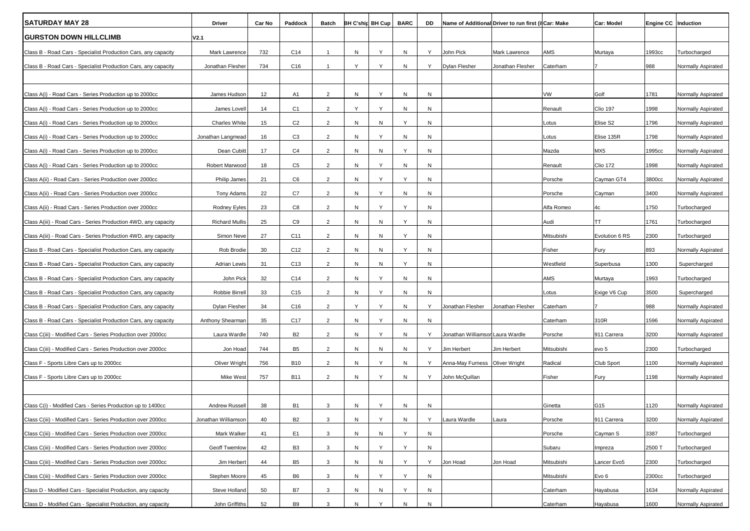| SATURDAY MAY 28 | Driver | Car No | Paddock | Batch | BH C'ship | BH Cup | BARC | DD | Name of Additional Driver to run first (if | | Car: Make | Car: Model | Engine CC | Induction |
|---|---|---|---|---|---|---|---|---|---|---|---|---|---|---|
| GURSTON DOWN HILLCLIMB | V2.1 | | | | | | | | | | | | | |
| Class B - Road Cars - Specialist Production Cars, any capacity | Mark Lawrence | 732 | C14 | 1 | N | Y | N | Y | John Pick | Mark Lawrence | AMS | Murtaya | 1993cc | Turbocharged |
| Class B - Road Cars - Specialist Production Cars, any capacity | Jonathan Flesher | 734 | C16 | 1 | Y | Y | N | Y | Dylan Flesher | Jonathan Flesher | Caterham | 7 | 988 | Normally Aspirated |
| | | | | | | | | | | | | | | |
| Class A(i) - Road Cars - Series Production up to 2000cc | James Hudson | 12 | A1 | 2 | N | Y | N | N | | | VW | Golf | 1781 | Normally Aspirated |
| Class A(i) - Road Cars - Series Production up to 2000cc | James Lovell | 14 | C1 | 2 | Y | Y | N | N | | | Renault | Clio 197 | 1998 | Normally Aspirated |
| Class A(i) - Road Cars - Series Production up to 2000cc | Charles White | 15 | C2 | 2 | N | N | Y | N | | | Lotus | Elise S2 | 1796 | Normally Aspirated |
| Class A(i) - Road Cars - Series Production up to 2000cc | Jonathan Langmead | 16 | C3 | 2 | N | Y | N | N | | | Lotus | Elise 135R | 1798 | Normally Aspirated |
| Class A(i) - Road Cars - Series Production up to 2000cc | Dean Cubitt | 17 | C4 | 2 | N | N | Y | N | | | Mazda | MX5 | 1995cc | Normally Aspirated |
| Class A(i) - Road Cars - Series Production up to 2000cc | Robert Marwood | 18 | C5 | 2 | N | Y | N | N | | | Renault | Clio 172 | 1998 | Normally Aspirated |
| Class A(ii) - Road Cars - Series Production over 2000cc | Philip James | 21 | C6 | 2 | N | Y | Y | N | | | Porsche | Cayman GT4 | 3800cc | Normally Aspirated |
| Class A(ii) - Road Cars - Series Production over 2000cc | Tony Adams | 22 | C7 | 2 | N | Y | N | N | | | Porsche | Cayman | 3400 | Normally Aspirated |
| Class A(ii) - Road Cars - Series Production over 2000cc | Rodney Eyles | 23 | C8 | 2 | N | Y | Y | N | | | Alfa Romeo | 4c | 1750 | Turbocharged |
| Class A(iii) - Road Cars - Series Production 4WD, any capacity | Richard Mullis | 25 | C9 | 2 | N | N | Y | N | | | Audi | TT | 1761 | Turbocharged |
| Class A(iii) - Road Cars - Series Production 4WD, any capacity | Simon Neve | 27 | C11 | 2 | N | N | Y | N | | | Mitsubishi | Evolution 6 RS | 2300 | Turbocharged |
| Class B - Road Cars - Specialist Production Cars, any capacity | Rob Brodie | 30 | C12 | 2 | N | N | Y | N | | | Fisher | Fury | 893 | Normally Aspirated |
| Class B - Road Cars - Specialist Production Cars, any capacity | Adrian Lewis | 31 | C13 | 2 | N | N | Y | N | | | Westfield | Superbusa | 1300 | Supercharged |
| Class B - Road Cars - Specialist Production Cars, any capacity | John Pick | 32 | C14 | 2 | N | Y | N | N | | | AMS | Murtaya | 1993 | Turbocharged |
| Class B - Road Cars - Specialist Production Cars, any capacity | Robbie Birrell | 33 | C15 | 2 | N | Y | N | N | | | Lotus | Exige V6 Cup | 3500 | Supercharged |
| Class B - Road Cars - Specialist Production Cars, any capacity | Dylan Flesher | 34 | C16 | 2 | Y | Y | N | Y | Jonathan Flesher | Jonathan Flesher | Caterham | 7 | 988 | Normally Aspirated |
| Class B - Road Cars - Specialist Production Cars, any capacity | Anthony Shearman | 35 | C17 | 2 | N | Y | N | N | | | Caterham | 310R | 1596 | Normally Aspirated |
| Class C(iii) - Modified Cars - Series Production over 2000cc | Laura Wardle | 740 | B2 | 2 | N | Y | N | Y | Jonathan Williamson | Laura Wardle | Porsche | 911 Carrera | 3200 | Normally Aspirated |
| Class C(iii) - Modified Cars - Series Production over 2000cc | Jon Hoad | 744 | B5 | 2 | N | N | N | Y | Jim Herbert | Jim Herbert | Mitsubishi | evo 5 | 2300 | Turbocharged |
| Class F - Sports Libre Cars up to 2000cc | Oliver Wright | 756 | B10 | 2 | N | Y | N | Y | Anna-May Furness | Oliver Wright | Radical | Club Sport | 1100 | Normally Aspirated |
| Class F - Sports Libre Cars up to 2000cc | Mike West | 757 | B11 | 2 | N | Y | N | Y | John McQuillan | | Fisher | Fury | 1198 | Normally Aspirated |
| | | | | | | | | | | | | | | |
| Class C(i) - Modified Cars - Series Production up to 1400cc | Andrew Russell | 38 | B1 | 3 | N | Y | N | N | | | Ginetta | G15 | 1120 | Normally Aspirated |
| Class C(iii) - Modified Cars - Series Production over 2000cc | Jonathan Williamson | 40 | B2 | 3 | N | Y | N | Y | Laura Wardle | Laura | Porsche | 911 Carrera | 3200 | Normally Aspirated |
| Class C(iii) - Modified Cars - Series Production over 2000cc | Mark Walker | 41 | E1 | 3 | N | N | Y | N | | | Porsche | Cayman S | 3387 | Turbocharged |
| Class C(iii) - Modified Cars - Series Production over 2000cc | Geoff Twemlow | 42 | B3 | 3 | N | Y | Y | N | | | Subaru | Impreza | 2500 T | Turbocharged |
| Class C(iii) - Modified Cars - Series Production over 2000cc | Jim Herbert | 44 | B5 | 3 | N | N | Y | Y | Jon Hoad | Jon Hoad | Mitsubishi | Lancer Evo5 | 2300 | Turbocharged |
| Class C(iii) - Modified Cars - Series Production over 2000cc | Stephen Moore | 45 | B6 | 3 | N | Y | Y | N | | | Mitsubishi | Evo 6 | 2300cc | Turbocharged |
| Class D - Modified Cars - Specialist Production, any capacity | Steve Holland | 50 | B7 | 3 | N | N | Y | N | | | Caterham | Hayabusa | 1634 | Normally Aspirated |
| Class D - Modified Cars - Specialist Production, any capacity | John Griffiths | 52 | B9 | 3 | N | Y | N | N | | | Caterham | Hayabusa | 1600 | Normally Aspirated |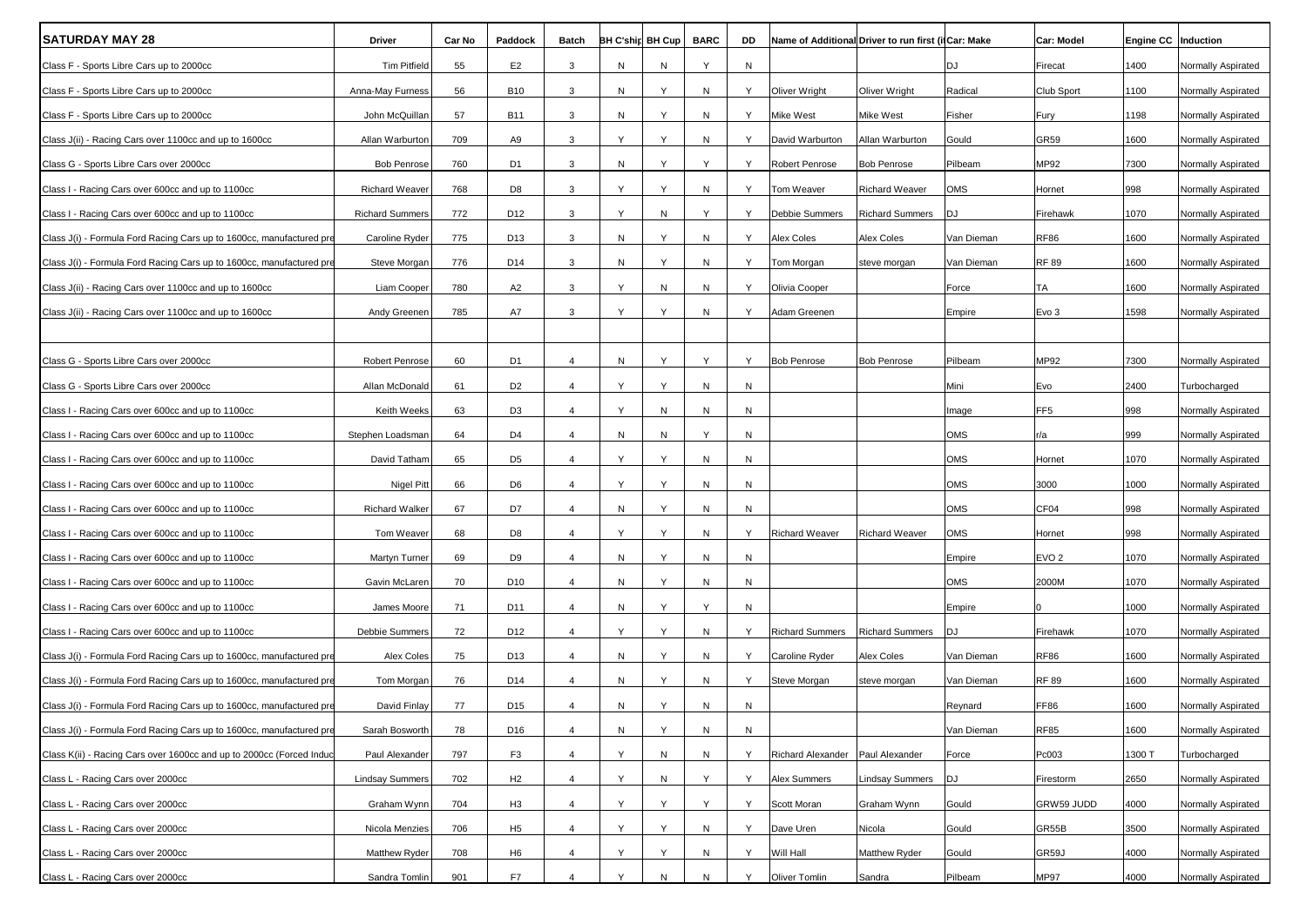| SATURDAY MAY 28 | Driver | Car No | Paddock | Batch | BH C'ship | BH Cup | BARC | DD | Name of Additional | Driver to run first (i | Car: Make | Car: Model | Engine CC | Induction |
|---|---|---|---|---|---|---|---|---|---|---|---|---|---|---|
| Class F - Sports Libre Cars up to 2000cc | Tim Pitfield | 55 | E2 | 3 | N | N | Y | N | | | DJ | Firecat | 1400 | Normally Aspirated |
| Class F - Sports Libre Cars up to 2000cc | Anna-May Furness | 56 | B10 | 3 | N | Y | N | Y | Oliver Wright | Oliver Wright | Radical | Club Sport | 1100 | Normally Aspirated |
| Class F - Sports Libre Cars up to 2000cc | John McQuillan | 57 | B11 | 3 | N | Y | N | Y | Mike West | Mike West | Fisher | Fury | 1198 | Normally Aspirated |
| Class J(ii) - Racing Cars over 1100cc and up to 1600cc | Allan Warburton | 709 | A9 | 3 | Y | Y | N | Y | David Warburton | Allan Warburton | Gould | GR59 | 1600 | Normally Aspirated |
| Class G - Sports Libre Cars over 2000cc | Bob Penrose | 760 | D1 | 3 | N | Y | Y | Y | Robert Penrose | Bob Penrose | Pilbeam | MP92 | 7300 | Normally Aspirated |
| Class I - Racing Cars over 600cc and up to 1100cc | Richard Weaver | 768 | D8 | 3 | Y | Y | N | Y | Tom Weaver | Richard Weaver | OMS | Hornet | 998 | Normally Aspirated |
| Class I - Racing Cars over 600cc and up to 1100cc | Richard Summers | 772 | D12 | 3 | Y | N | Y | Y | Debbie Summers | Richard Summers | DJ | Firehawk | 1070 | Normally Aspirated |
| Class J(i) - Formula Ford Racing Cars up to 1600cc, manufactured pre | Caroline Ryder | 775 | D13 | 3 | N | Y | N | Y | Alex Coles | Alex Coles | Van Dieman | RF86 | 1600 | Normally Aspirated |
| Class J(i) - Formula Ford Racing Cars up to 1600cc, manufactured pre | Steve Morgan | 776 | D14 | 3 | N | Y | N | Y | Tom Morgan | steve morgan | Van Dieman | RF 89 | 1600 | Normally Aspirated |
| Class J(ii) - Racing Cars over 1100cc and up to 1600cc | Liam Cooper | 780 | A2 | 3 | Y | N | N | Y | Olivia Cooper | | Force | TA | 1600 | Normally Aspirated |
| Class J(ii) - Racing Cars over 1100cc and up to 1600cc | Andy Greenen | 785 | A7 | 3 | Y | Y | N | Y | Adam Greenen | | Empire | Evo 3 | 1598 | Normally Aspirated |
| | | | | | | | | | | | | | | |
| Class G - Sports Libre Cars over 2000cc | Robert Penrose | 60 | D1 | 4 | N | Y | Y | Y | Bob Penrose | Bob Penrose | Pilbeam | MP92 | 7300 | Normally Aspirated |
| Class G - Sports Libre Cars over 2000cc | Allan McDonald | 61 | D2 | 4 | Y | Y | N | N | | | Mini | Evo | 2400 | Turbocharged |
| Class I - Racing Cars over 600cc and up to 1100cc | Keith Weeks | 63 | D3 | 4 | Y | N | N | N | | | Image | FF5 | 998 | Normally Aspirated |
| Class I - Racing Cars over 600cc and up to 1100cc | Stephen Loadsman | 64 | D4 | 4 | N | N | Y | N | | | OMS | r/a | 999 | Normally Aspirated |
| Class I - Racing Cars over 600cc and up to 1100cc | David Tatham | 65 | D5 | 4 | Y | Y | N | N | | | OMS | Hornet | 1070 | Normally Aspirated |
| Class I - Racing Cars over 600cc and up to 1100cc | Nigel Pitt | 66 | D6 | 4 | Y | Y | N | N | | | OMS | 3000 | 1000 | Normally Aspirated |
| Class I - Racing Cars over 600cc and up to 1100cc | Richard Walker | 67 | D7 | 4 | N | Y | N | N | | | OMS | CF04 | 998 | Normally Aspirated |
| Class I - Racing Cars over 600cc and up to 1100cc | Tom Weaver | 68 | D8 | 4 | Y | Y | N | Y | Richard Weaver | Richard Weaver | OMS | Hornet | 998 | Normally Aspirated |
| Class I - Racing Cars over 600cc and up to 1100cc | Martyn Turner | 69 | D9 | 4 | N | Y | N | N | | | Empire | EVO 2 | 1070 | Normally Aspirated |
| Class I - Racing Cars over 600cc and up to 1100cc | Gavin McLaren | 70 | D10 | 4 | N | Y | N | N | | | OMS | 2000M | 1070 | Normally Aspirated |
| Class I - Racing Cars over 600cc and up to 1100cc | James Moore | 71 | D11 | 4 | N | Y | Y | N | | | Empire | 0 | 1000 | Normally Aspirated |
| Class I - Racing Cars over 600cc and up to 1100cc | Debbie Summers | 72 | D12 | 4 | Y | Y | N | Y | Richard Summers | Richard Summers | DJ | Firehawk | 1070 | Normally Aspirated |
| Class J(i) - Formula Ford Racing Cars up to 1600cc, manufactured pre | Alex Coles | 75 | D13 | 4 | N | Y | N | Y | Caroline Ryder | Alex Coles | Van Dieman | RF86 | 1600 | Normally Aspirated |
| Class J(i) - Formula Ford Racing Cars up to 1600cc, manufactured pre | Tom Morgan | 76 | D14 | 4 | N | Y | N | Y | Steve Morgan | steve morgan | Van Dieman | RF 89 | 1600 | Normally Aspirated |
| Class J(i) - Formula Ford Racing Cars up to 1600cc, manufactured pre | David Finlay | 77 | D15 | 4 | N | Y | N | N | | | Reynard | FF86 | 1600 | Normally Aspirated |
| Class J(i) - Formula Ford Racing Cars up to 1600cc, manufactured pre | Sarah Bosworth | 78 | D16 | 4 | N | Y | N | N | | | Van Dieman | RF85 | 1600 | Normally Aspirated |
| Class K(ii) - Racing Cars over 1600cc and up to 2000cc (Forced Induc | Paul Alexander | 797 | F3 | 4 | Y | N | N | Y | Richard Alexander | Paul Alexander | Force | Pc003 | 1300 T | Turbocharged |
| Class L - Racing Cars over 2000cc | Lindsay Summers | 702 | H2 | 4 | Y | N | Y | Y | Alex Summers | Lindsay Summers | DJ | Firestorm | 2650 | Normally Aspirated |
| Class L - Racing Cars over 2000cc | Graham Wynn | 704 | H3 | 4 | Y | Y | Y | Y | Scott Moran | Graham Wynn | Gould | GRW59 JUDD | 4000 | Normally Aspirated |
| Class L - Racing Cars over 2000cc | Nicola Menzies | 706 | H5 | 4 | Y | Y | N | Y | Dave Uren | Nicola | Gould | GR55B | 3500 | Normally Aspirated |
| Class L - Racing Cars over 2000cc | Matthew Ryder | 708 | H6 | 4 | Y | Y | N | Y | Will Hall | Matthew Ryder | Gould | GR59J | 4000 | Normally Aspirated |
| Class L - Racing Cars over 2000cc | Sandra Tomlin | 901 | F7 | 4 | Y | N | N | Y | Oliver Tomlin | Sandra | Pilbeam | MP97 | 4000 | Normally Aspirated |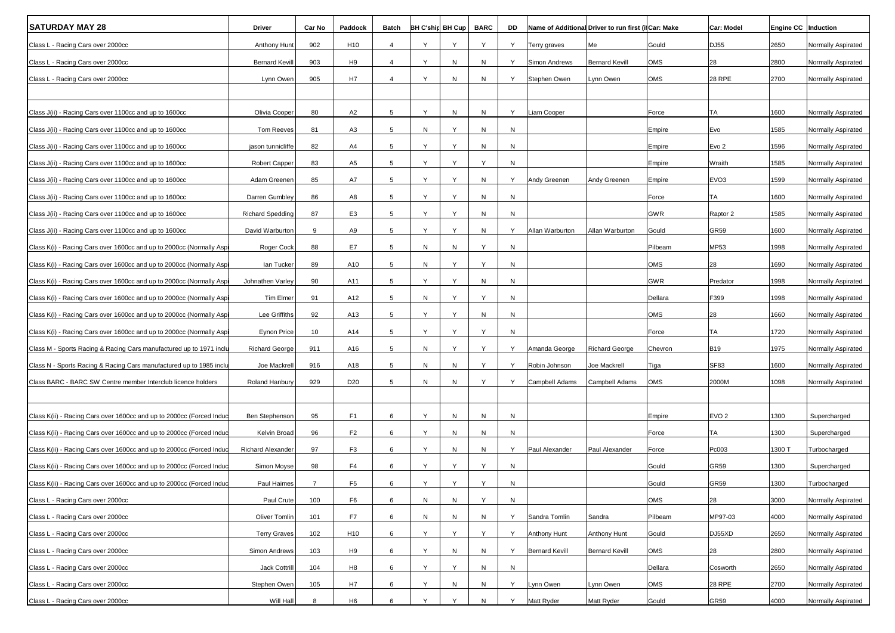| SATURDAY MAY 28 | Driver | Car No | Paddock | Batch | BH C'ship | BH Cup | BARC | DD | Name of Additional | Driver to run first (i | Car: Make | Car: Model | Engine CC | Induction |
|---|---|---|---|---|---|---|---|---|---|---|---|---|---|---|
| Class L - Racing Cars over 2000cc | Anthony Hunt | 902 | H10 | 4 | Y | Y | Y | Y | Terry graves | Me | Gould | DJ55 | 2650 | Normally Aspirated |
| Class L - Racing Cars over 2000cc | Bernard Kevill | 903 | H9 | 4 | Y | N | N | Y | Simon Andrews | Bernard Kevill | OMS | 28 | 2800 | Normally Aspirated |
| Class L - Racing Cars over 2000cc | Lynn Owen | 905 | H7 | 4 | Y | N | N | Y | Stephen Owen | Lynn Owen | OMS | 28 RPE | 2700 | Normally Aspirated |
| | | | | | | | | | | | | | | |
| Class J(ii) - Racing Cars over 1100cc and up to 1600cc | Olivia Cooper | 80 | A2 | 5 | Y | N | N | Y | Liam Cooper | | Force | TA | 1600 | Normally Aspirated |
| Class J(ii) - Racing Cars over 1100cc and up to 1600cc | Tom Reeves | 81 | A3 | 5 | N | Y | N | N | | | Empire | Evo | 1585 | Normally Aspirated |
| Class J(ii) - Racing Cars over 1100cc and up to 1600cc | jason tunnicliffe | 82 | A4 | 5 | Y | Y | N | N | | | Empire | Evo 2 | 1596 | Normally Aspirated |
| Class J(ii) - Racing Cars over 1100cc and up to 1600cc | Robert Capper | 83 | A5 | 5 | Y | Y | Y | N | | | Empire | Wraith | 1585 | Normally Aspirated |
| Class J(ii) - Racing Cars over 1100cc and up to 1600cc | Adam Greenen | 85 | A7 | 5 | Y | Y | N | Y | Andy Greenen | Andy Greenen | Empire | EVO3 | 1599 | Normally Aspirated |
| Class J(ii) - Racing Cars over 1100cc and up to 1600cc | Darren Gumbley | 86 | A8 | 5 | Y | Y | N | N | | | Force | TA | 1600 | Normally Aspirated |
| Class J(ii) - Racing Cars over 1100cc and up to 1600cc | Richard Spedding | 87 | E3 | 5 | Y | Y | N | N | | | GWR | Raptor 2 | 1585 | Normally Aspirated |
| Class J(ii) - Racing Cars over 1100cc and up to 1600cc | David Warburton | 9 | A9 | 5 | Y | Y | N | Y | Allan Warburton | Allan Warburton | Gould | GR59 | 1600 | Normally Aspirated |
| Class K(i) - Racing Cars over 1600cc and up to 2000cc (Normally Aspi | Roger Cock | 88 | E7 | 5 | N | N | Y | N | | | Pilbeam | MP53 | 1998 | Normally Aspirated |
| Class K(i) - Racing Cars over 1600cc and up to 2000cc (Normally Aspi | Ian Tucker | 89 | A10 | 5 | N | Y | Y | N | | | OMS | 28 | 1690 | Normally Aspirated |
| Class K(i) - Racing Cars over 1600cc and up to 2000cc (Normally Aspi | Johnathen Varley | 90 | A11 | 5 | Y | Y | N | N | | | GWR | Predator | 1998 | Normally Aspirated |
| Class K(i) - Racing Cars over 1600cc and up to 2000cc (Normally Aspi | Tim Elmer | 91 | A12 | 5 | N | Y | Y | N | | | Dellara | F399 | 1998 | Normally Aspirated |
| Class K(i) - Racing Cars over 1600cc and up to 2000cc (Normally Aspi | Lee Griffiths | 92 | A13 | 5 | Y | Y | N | N | | | OMS | 28 | 1660 | Normally Aspirated |
| Class K(i) - Racing Cars over 1600cc and up to 2000cc (Normally Aspi | Eynon Price | 10 | A14 | 5 | Y | Y | Y | N | | | Force | TA | 1720 | Normally Aspirated |
| Class M - Sports Racing & Racing Cars manufactured up to 1971 inclu | Richard George | 911 | A16 | 5 | N | Y | Y | Y | Amanda George | Richard George | Chevron | B19 | 1975 | Normally Aspirated |
| Class N - Sports Racing & Racing Cars manufactured up to 1985 inclu | Joe Mackrell | 916 | A18 | 5 | N | N | Y | Y | Robin Johnson | Joe Mackrell | Tiga | SF83 | 1600 | Normally Aspirated |
| Class BARC - BARC SW Centre member Interclub licence holders | Roland Hanbury | 929 | D20 | 5 | N | N | Y | Y | Campbell Adams | Campbell Adams | OMS | 2000M | 1098 | Normally Aspirated |
| | | | | | | | | | | | | | | |
| Class K(ii) - Racing Cars over 1600cc and up to 2000cc (Forced Induc | Ben Stephenson | 95 | F1 | 6 | Y | N | N | N | | | Empire | EVO 2 | 1300 | Supercharged |
| Class K(ii) - Racing Cars over 1600cc and up to 2000cc (Forced Induc | Kelvin Broad | 96 | F2 | 6 | Y | N | N | N | | | Force | TA | 1300 | Supercharged |
| Class K(ii) - Racing Cars over 1600cc and up to 2000cc (Forced Induc | Richard Alexander | 97 | F3 | 6 | Y | N | N | Y | Paul Alexander | Paul Alexander | Force | Pc003 | 1300 T | Turbocharged |
| Class K(ii) - Racing Cars over 1600cc and up to 2000cc (Forced Induc | Simon Moyse | 98 | F4 | 6 | Y | Y | Y | N | | | Gould | GR59 | 1300 | Supercharged |
| Class K(ii) - Racing Cars over 1600cc and up to 2000cc (Forced Induc | Paul Haimes | 7 | F5 | 6 | Y | Y | Y | N | | | Gould | GR59 | 1300 | Turbocharged |
| Class L - Racing Cars over 2000cc | Paul Crute | 100 | F6 | 6 | N | N | Y | N | | | OMS | 28 | 3000 | Normally Aspirated |
| Class L - Racing Cars over 2000cc | Oliver Tomlin | 101 | F7 | 6 | N | N | N | Y | Sandra Tomlin | Sandra | Pilbeam | MP97-03 | 4000 | Normally Aspirated |
| Class L - Racing Cars over 2000cc | Terry Graves | 102 | H10 | 6 | Y | Y | Y | Y | Anthony Hunt | Anthony Hunt | Gould | DJ55XD | 2650 | Normally Aspirated |
| Class L - Racing Cars over 2000cc | Simon Andrews | 103 | H9 | 6 | Y | N | N | Y | Bernard Kevill | Bernard Kevill | OMS | 28 | 2800 | Normally Aspirated |
| Class L - Racing Cars over 2000cc | Jack Cottrill | 104 | H8 | 6 | Y | Y | N | N | | | Dellara | Cosworth | 2650 | Normally Aspirated |
| Class L - Racing Cars over 2000cc | Stephen Owen | 105 | H7 | 6 | Y | N | N | Y | Lynn Owen | Lynn Owen | OMS | 28 RPE | 2700 | Normally Aspirated |
| Class L - Racing Cars over 2000cc | Will Hall | 8 | H6 | 6 | Y | Y | N | Y | Matt Ryder | Matt Ryder | Gould | GR59 | 4000 | Normally Aspirated |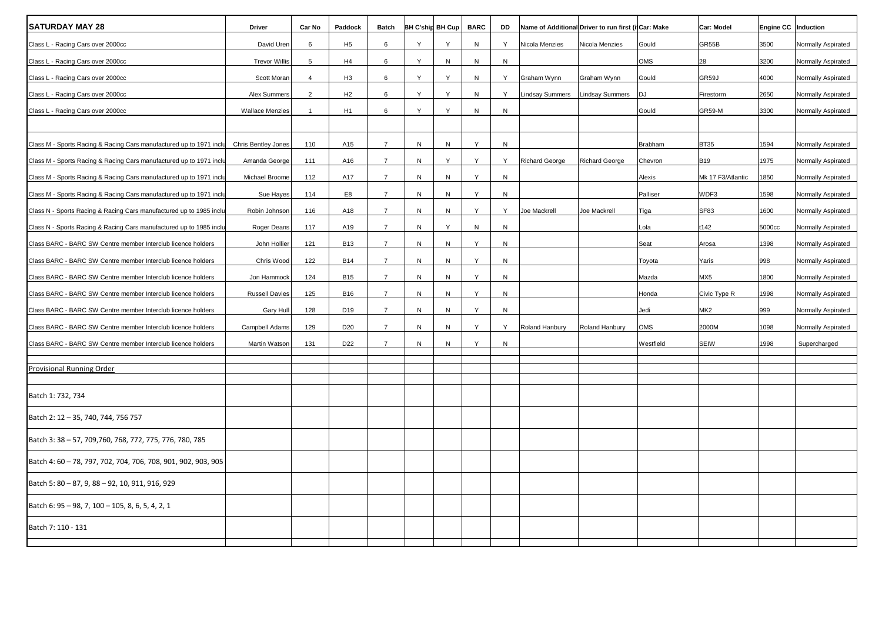| SATURDAY MAY 28 | Driver | Car No | Paddock | Batch | BH C'ship | BH Cup | BARC | DD | Name of Additional | Driver to run first (i | Car: Make | Car: Model | Engine CC | Induction |
|---|---|---|---|---|---|---|---|---|---|---|---|---|---|---|
| Class L - Racing Cars over 2000cc | David Uren | 6 | H5 | 6 | Y | Y | N | Y | Nicola Menzies | Nicola Menzies | Gould | GR55B | 3500 | Normally Aspirated |
| Class L - Racing Cars over 2000cc | Trevor Willis | 5 | H4 | 6 | Y | N | N | N | | | OMS | 28 | 3200 | Normally Aspirated |
| Class L - Racing Cars over 2000cc | Scott Moran | 4 | H3 | 6 | Y | Y | N | Y | Graham Wynn | Graham Wynn | Gould | GR59J | 4000 | Normally Aspirated |
| Class L - Racing Cars over 2000cc | Alex Summers | 2 | H2 | 6 | Y | Y | N | Y | Lindsay Summers | Lindsay Summers | DJ | Firestorm | 2650 | Normally Aspirated |
| Class L - Racing Cars over 2000cc | Wallace Menzies | 1 | H1 | 6 | Y | Y | N | N | | | Gould | GR59-M | 3300 | Normally Aspirated |
| | | | | | | | | | | | | | | |
| Class M - Sports Racing & Racing Cars manufactured up to 1971 inclu | Chris Bentley Jones | 110 | A15 | 7 | N | N | Y | N | | | Brabham | BT35 | 1594 | Normally Aspirated |
| Class M - Sports Racing & Racing Cars manufactured up to 1971 inclu | Amanda George | 111 | A16 | 7 | N | Y | Y | Y | Richard George | Richard George | Chevron | B19 | 1975 | Normally Aspirated |
| Class M - Sports Racing & Racing Cars manufactured up to 1971 inclu | Michael Broome | 112 | A17 | 7 | N | N | Y | N | | | Alexis | Mk 17 F3/Atlantic | 1850 | Normally Aspirated |
| Class M - Sports Racing & Racing Cars manufactured up to 1971 inclu | Sue Hayes | 114 | E8 | 7 | N | N | Y | N | | | Palliser | WDF3 | 1598 | Normally Aspirated |
| Class N - Sports Racing & Racing Cars manufactured up to 1985 inclu | Robin Johnson | 116 | A18 | 7 | N | N | Y | Y | Joe Mackrell | Joe Mackrell | Tiga | SF83 | 1600 | Normally Aspirated |
| Class N - Sports Racing & Racing Cars manufactured up to 1985 inclu | Roger Deans | 117 | A19 | 7 | N | Y | N | N | | | Lola | t142 | 5000cc | Normally Aspirated |
| Class BARC - BARC SW Centre member Interclub licence holders | John Hollier | 121 | B13 | 7 | N | N | Y | N | | | Seat | Arosa | 1398 | Normally Aspirated |
| Class BARC - BARC SW Centre member Interclub licence holders | Chris Wood | 122 | B14 | 7 | N | N | Y | N | | | Toyota | Yaris | 998 | Normally Aspirated |
| Class BARC - BARC SW Centre member Interclub licence holders | Jon Hammock | 124 | B15 | 7 | N | N | Y | N | | | Mazda | MX5 | 1800 | Normally Aspirated |
| Class BARC - BARC SW Centre member Interclub licence holders | Russell Davies | 125 | B16 | 7 | N | N | Y | N | | | Honda | Civic Type R | 1998 | Normally Aspirated |
| Class BARC - BARC SW Centre member Interclub licence holders | Gary Hull | 128 | D19 | 7 | N | N | Y | N | | | Jedi | MK2 | 999 | Normally Aspirated |
| Class BARC - BARC SW Centre member Interclub licence holders | Campbell Adams | 129 | D20 | 7 | N | N | Y | Y | Roland Hanbury | Roland Hanbury | OMS | 2000M | 1098 | Normally Aspirated |
| Class BARC - BARC SW Centre member Interclub licence holders | Martin Watson | 131 | D22 | 7 | N | N | Y | N | | | Westfield | SEIW | 1998 | Supercharged |

**Provisional Running Order**

Batch 1: 732, 734

Batch 2: 12 – 35, 740, 744, 756 757

Batch 3: 38 – 57, 709,760, 768, 772, 775, 776, 780, 785

Batch 4: 60 – 78, 797, 702, 704, 706, 708, 901, 902, 903, 905

Batch 5: 80 – 87, 9, 88 – 92, 10, 911, 916, 929

Batch 6: 95 – 98, 7, 100 – 105, 8, 6, 5, 4, 2, 1

Batch 7: 110 - 131